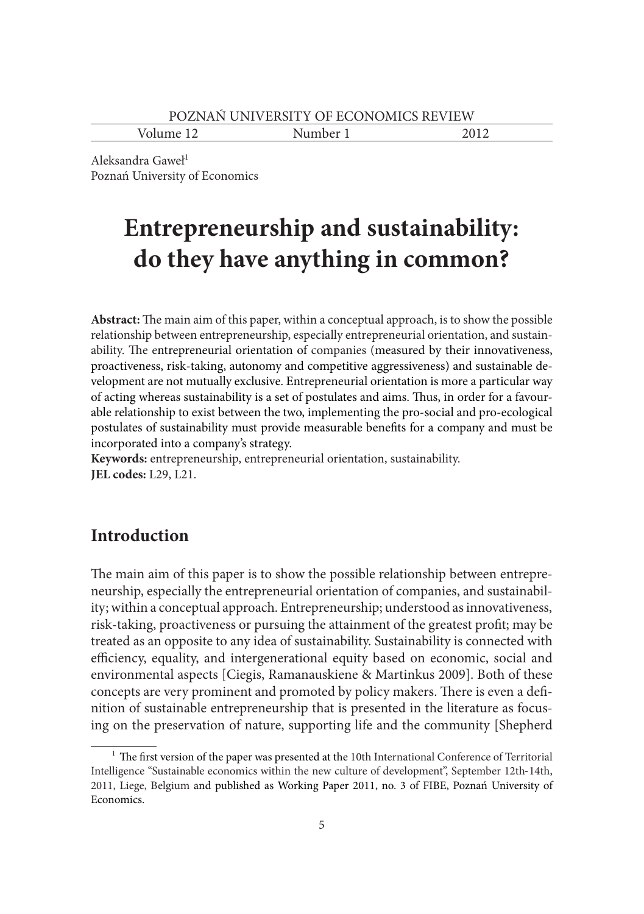Aleksandra Gaweł[1]
Poznań University of Economics

# Entrepreneurship and sustainability: do they have anything in common?

**Abstract:** The main aim of this paper, within a conceptual approach, is to show the possible relationship between entrepreneurship, especially entrepreneurial orientation, and sustainability. The entrepreneurial orientation of companies (measured by their innovativeness, proactiveness, risk-taking, autonomy and competitive aggressiveness) and sustainable development are not mutually exclusive. Entrepreneurial orientation is more a particular way of acting whereas sustainability is a set of postulates and aims. Thus, in order for a favourable relationship to exist between the two, implementing the pro-social and pro-ecological postulates of sustainability must provide measurable benefits for a company and must be incorporated into a company's strategy.

**Keywords:** entrepreneurship, entrepreneurial orientation, sustainability.

**JEL codes:** L29, L21.

## Introduction

The main aim of this paper is to show the possible relationship between entrepreneurship, especially the entrepreneurial orientation of companies, and sustainability; within a conceptual approach. Entrepreneurship; understood as innovativeness, risk-taking, proactiveness or pursuing the attainment of the greatest profit; may be treated as an opposite to any idea of sustainability. Sustainability is connected with efficiency, equality, and intergenerational equity based on economic, social and environmental aspects [Ciegis, Ramanauskiene & Martinkus 2009]. Both of these concepts are very prominent and promoted by policy makers. There is even a definition of sustainable entrepreneurship that is presented in the literature as focusing on the preservation of nature, supporting life and the community [Shepherd

[1] The first version of the paper was presented at the 10th International Conference of Territorial Intelligence "Sustainable economics within the new culture of development", September 12th-14th, 2011, Liege, Belgium and published as Working Paper 2011, no. 3 of FIBE, Poznań University of Economics.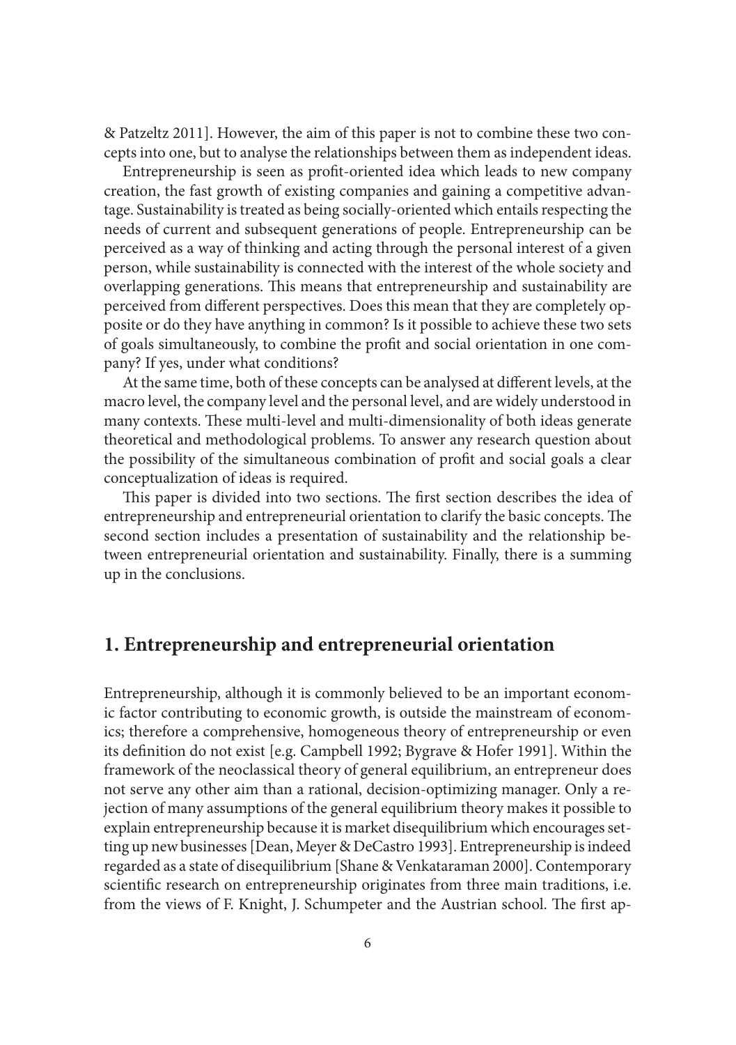& Patzeltz 2011]. However, the aim of this paper is not to combine these two concepts into one, but to analyse the relationships between them as independent ideas.

Entrepreneurship is seen as profit-oriented idea which leads to new company creation, the fast growth of existing companies and gaining a competitive advantage. Sustainability is treated as being socially-oriented which entails respecting the needs of current and subsequent generations of people. Entrepreneurship can be perceived as a way of thinking and acting through the personal interest of a given person, while sustainability is connected with the interest of the whole society and overlapping generations. This means that entrepreneurship and sustainability are perceived from different perspectives. Does this mean that they are completely opposite or do they have anything in common? Is it possible to achieve these two sets of goals simultaneously, to combine the profit and social orientation in one company? If yes, under what conditions?

At the same time, both of these concepts can be analysed at different levels, at the macro level, the company level and the personal level, and are widely understood in many contexts. These multi-level and multi-dimensionality of both ideas generate theoretical and methodological problems. To answer any research question about the possibility of the simultaneous combination of profit and social goals a clear conceptualization of ideas is required.

This paper is divided into two sections. The first section describes the idea of entrepreneurship and entrepreneurial orientation to clarify the basic concepts. The second section includes a presentation of sustainability and the relationship between entrepreneurial orientation and sustainability. Finally, there is a summing up in the conclusions.

## 1. Entrepreneurship and entrepreneurial orientation

Entrepreneurship, although it is commonly believed to be an important economic factor contributing to economic growth, is outside the mainstream of economics; therefore a comprehensive, homogeneous theory of entrepreneurship or even its definition do not exist [e.g. Campbell 1992; Bygrave & Hofer 1991]. Within the framework of the neoclassical theory of general equilibrium, an entrepreneur does not serve any other aim than a rational, decision-optimizing manager. Only a rejection of many assumptions of the general equilibrium theory makes it possible to explain entrepreneurship because it is market disequilibrium which encourages setting up new businesses [Dean, Meyer & DeCastro 1993]. Entrepreneurship is indeed regarded as a state of disequilibrium [Shane & Venkataraman 2000]. Contemporary scientific research on entrepreneurship originates from three main traditions, i.e. from the views of F. Knight, J. Schumpeter and the Austrian school. The first ap-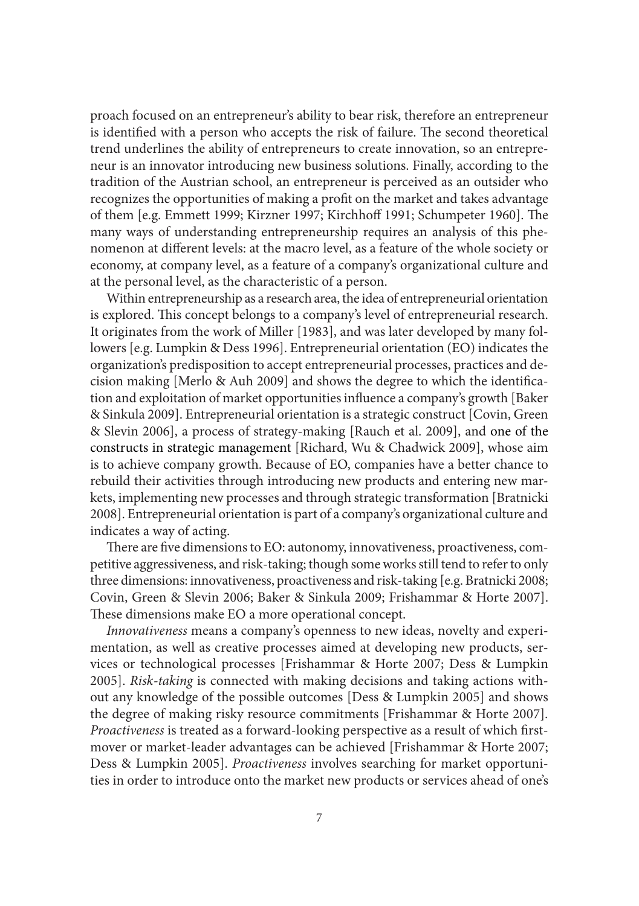proach focused on an entrepreneur's ability to bear risk, therefore an entrepreneur is identified with a person who accepts the risk of failure. The second theoretical trend underlines the ability of entrepreneurs to create innovation, so an entrepreneur is an innovator introducing new business solutions. Finally, according to the tradition of the Austrian school, an entrepreneur is perceived as an outsider who recognizes the opportunities of making a profit on the market and takes advantage of them [e.g. Emmett 1999; Kirzner 1997; Kirchhoff 1991; Schumpeter 1960]. The many ways of understanding entrepreneurship requires an analysis of this phenomenon at different levels: at the macro level, as a feature of the whole society or economy, at company level, as a feature of a company's organizational culture and at the personal level, as the characteristic of a person.

Within entrepreneurship as a research area, the idea of entrepreneurial orientation is explored. This concept belongs to a company's level of entrepreneurial research. It originates from the work of Miller [1983], and was later developed by many followers [e.g. Lumpkin & Dess 1996]. Entrepreneurial orientation (EO) indicates the organization's predisposition to accept entrepreneurial processes, practices and decision making [Merlo & Auh 2009] and shows the degree to which the identification and exploitation of market opportunities influence a company's growth [Baker & Sinkula 2009]. Entrepreneurial orientation is a strategic construct [Covin, Green & Slevin 2006], a process of strategy-making [Rauch et al. 2009], and one of the constructs in strategic management [Richard, Wu & Chadwick 2009], whose aim is to achieve company growth. Because of EO, companies have a better chance to rebuild their activities through introducing new products and entering new markets, implementing new processes and through strategic transformation [Bratnicki 2008]. Entrepreneurial orientation is part of a company's organizational culture and indicates a way of acting.

There are five dimensions to EO: autonomy, innovativeness, proactiveness, competitive aggressiveness, and risk-taking; though some works still tend to refer to only three dimensions: innovativeness, proactiveness and risk-taking [e.g. Bratnicki 2008; Covin, Green & Slevin 2006; Baker & Sinkula 2009; Frishammar & Horte 2007]. These dimensions make EO a more operational concept.

*Innovativeness* means a company's openness to new ideas, novelty and experimentation, as well as creative processes aimed at developing new products, services or technological processes [Frishammar & Horte 2007; Dess & Lumpkin 2005]. *Risk-taking* is connected with making decisions and taking actions without any knowledge of the possible outcomes [Dess & Lumpkin 2005] and shows the degree of making risky resource commitments [Frishammar & Horte 2007]. *Proactiveness* is treated as a forward-looking perspective as a result of which first-mover or market-leader advantages can be achieved [Frishammar & Horte 2007; Dess & Lumpkin 2005]. *Proactiveness* involves searching for market opportunities in order to introduce onto the market new products or services ahead of one's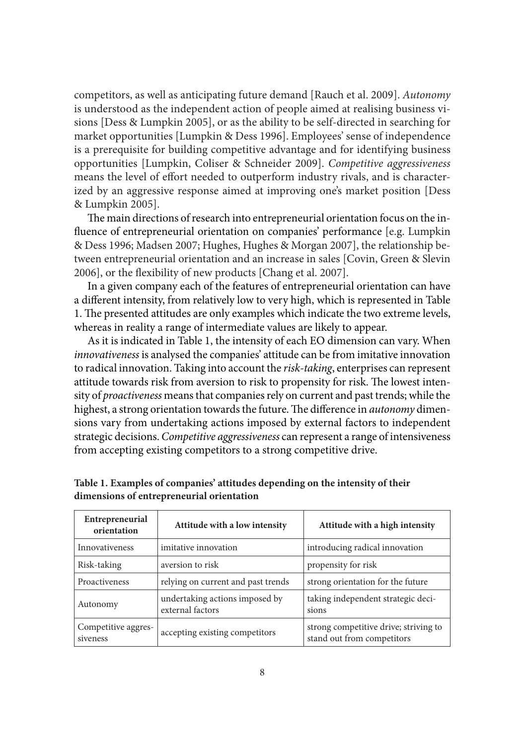competitors, as well as anticipating future demand [Rauch et al. 2009]. *Autonomy* is understood as the independent action of people aimed at realising business visions [Dess & Lumpkin 2005], or as the ability to be self-directed in searching for market opportunities [Lumpkin & Dess 1996]. Employees' sense of independence is a prerequisite for building competitive advantage and for identifying business opportunities [Lumpkin, Coliser & Schneider 2009]. *Competitive aggressiveness* means the level of effort needed to outperform industry rivals, and is characterized by an aggressive response aimed at improving one's market position [Dess & Lumpkin 2005].

The main directions of research into entrepreneurial orientation focus on the influence of entrepreneurial orientation on companies' performance [e.g. Lumpkin & Dess 1996; Madsen 2007; Hughes, Hughes & Morgan 2007], the relationship between entrepreneurial orientation and an increase in sales [Covin, Green & Slevin 2006], or the flexibility of new products [Chang et al. 2007].

In a given company each of the features of entrepreneurial orientation can have a different intensity, from relatively low to very high, which is represented in Table 1. The presented attitudes are only examples which indicate the two extreme levels, whereas in reality a range of intermediate values are likely to appear.

As it is indicated in Table 1, the intensity of each EO dimension can vary. When *innovativeness* is analysed the companies' attitude can be from imitative innovation to radical innovation. Taking into account the *risk-taking*, enterprises can represent attitude towards risk from aversion to risk to propensity for risk. The lowest intensity of *proactiveness* means that companies rely on current and past trends; while the highest, a strong orientation towards the future. The difference in *autonomy* dimensions vary from undertaking actions imposed by external factors to independent strategic decisions. *Competitive aggressiveness* can represent a range of intensiveness from accepting existing competitors to a strong competitive drive.

**Table 1. Examples of companies' attitudes depending on the intensity of their dimensions of entrepreneurial orientation**

| Entrepreneurial orientation | Attitude with a low intensity | Attitude with a high intensity |
|---|---|---|
| Innovativeness | imitative innovation | introducing radical innovation |
| Risk-taking | aversion to risk | propensity for risk |
| Proactiveness | relying on current and past trends | strong orientation for the future |
| Autonomy | undertaking actions imposed by external factors | taking independent strategic decisions |
| Competitive aggressiveness | accepting existing competitors | strong competitive drive; striving to stand out from competitors |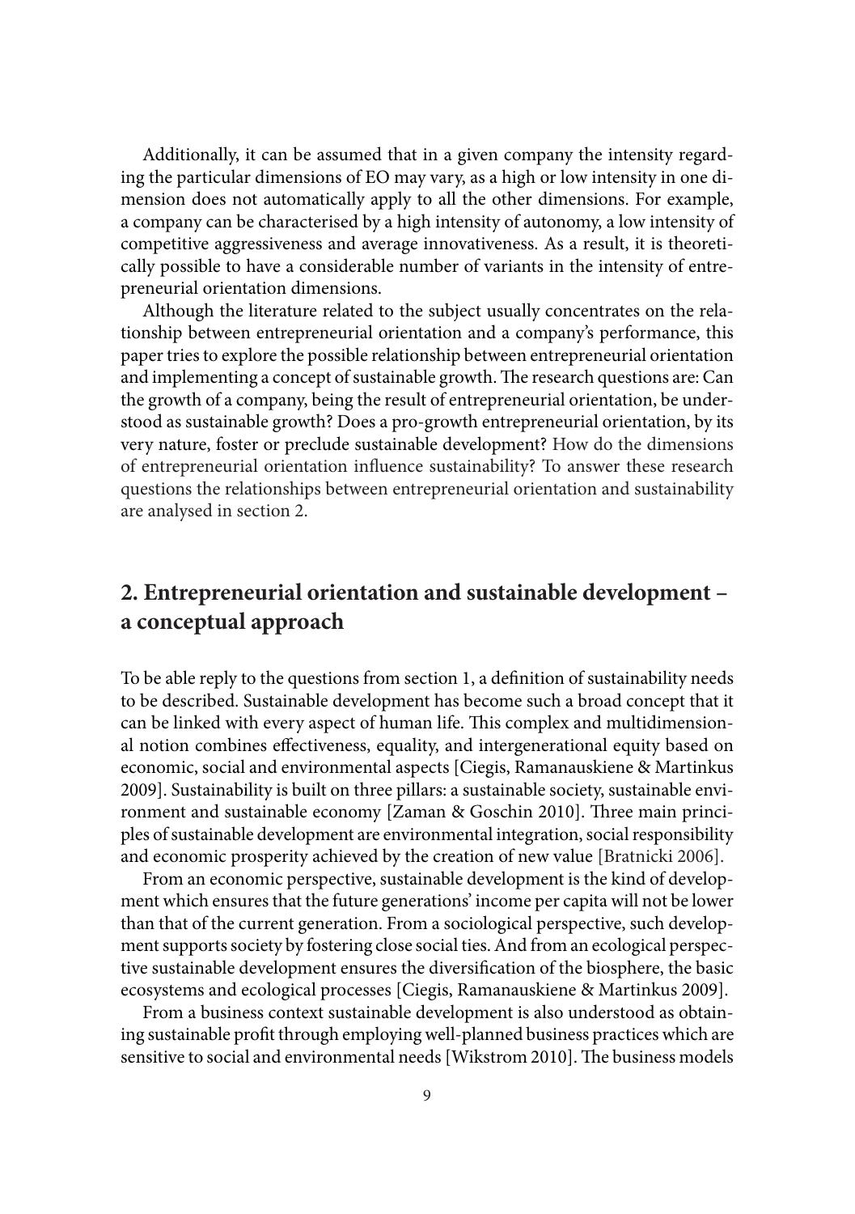Additionally, it can be assumed that in a given company the intensity regarding the particular dimensions of EO may vary, as a high or low intensity in one dimension does not automatically apply to all the other dimensions. For example, a company can be characterised by a high intensity of autonomy, a low intensity of competitive aggressiveness and average innovativeness. As a result, it is theoretically possible to have a considerable number of variants in the intensity of entrepreneurial orientation dimensions.

Although the literature related to the subject usually concentrates on the relationship between entrepreneurial orientation and a company's performance, this paper tries to explore the possible relationship between entrepreneurial orientation and implementing a concept of sustainable growth. The research questions are: Can the growth of a company, being the result of entrepreneurial orientation, be understood as sustainable growth? Does a pro-growth entrepreneurial orientation, by its very nature, foster or preclude sustainable development? How do the dimensions of entrepreneurial orientation influence sustainability? To answer these research questions the relationships between entrepreneurial orientation and sustainability are analysed in section 2.

## 2. Entrepreneurial orientation and sustainable development – a conceptual approach

To be able reply to the questions from section 1, a definition of sustainability needs to be described. Sustainable development has become such a broad concept that it can be linked with every aspect of human life. This complex and multidimensional notion combines effectiveness, equality, and intergenerational equity based on economic, social and environmental aspects [Ciegis, Ramanauskiene & Martinkus 2009]. Sustainability is built on three pillars: a sustainable society, sustainable environment and sustainable economy [Zaman & Goschin 2010]. Three main principles of sustainable development are environmental integration, social responsibility and economic prosperity achieved by the creation of new value [Bratnicki 2006].

From an economic perspective, sustainable development is the kind of development which ensures that the future generations' income per capita will not be lower than that of the current generation. From a sociological perspective, such development supports society by fostering close social ties. And from an ecological perspective sustainable development ensures the diversification of the biosphere, the basic ecosystems and ecological processes [Ciegis, Ramanauskiene & Martinkus 2009].

From a business context sustainable development is also understood as obtaining sustainable profit through employing well-planned business practices which are sensitive to social and environmental needs [Wikstrom 2010]. The business models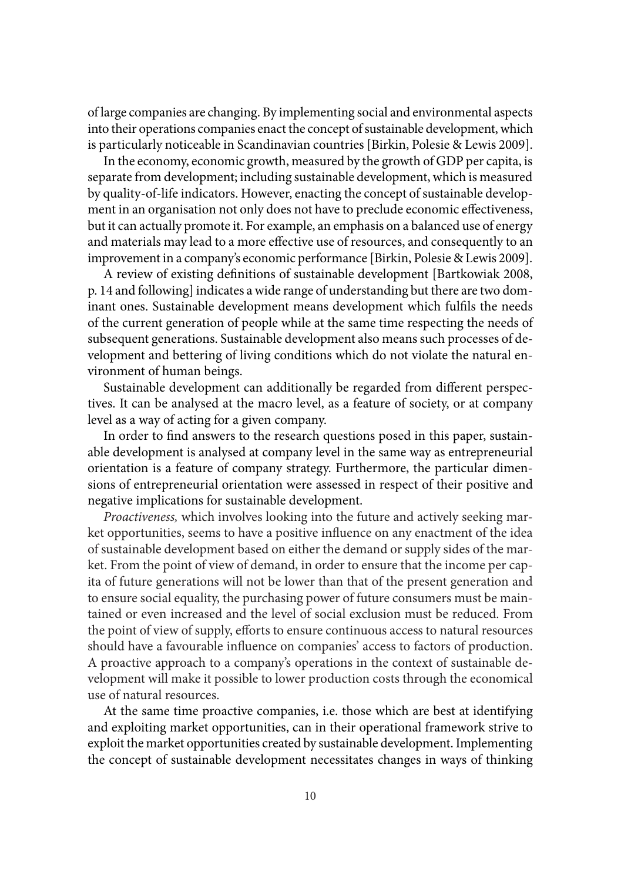of large companies are changing. By implementing social and environmental aspects into their operations companies enact the concept of sustainable development, which is particularly noticeable in Scandinavian countries [Birkin, Polesie & Lewis 2009].

In the economy, economic growth, measured by the growth of GDP per capita, is separate from development; including sustainable development, which is measured by quality-of-life indicators. However, enacting the concept of sustainable development in an organisation not only does not have to preclude economic effectiveness, but it can actually promote it. For example, an emphasis on a balanced use of energy and materials may lead to a more effective use of resources, and consequently to an improvement in a company's economic performance [Birkin, Polesie & Lewis 2009].

A review of existing definitions of sustainable development [Bartkowiak 2008, p. 14 and following] indicates a wide range of understanding but there are two dominant ones. Sustainable development means development which fulfils the needs of the current generation of people while at the same time respecting the needs of subsequent generations. Sustainable development also means such processes of development and bettering of living conditions which do not violate the natural environment of human beings.

Sustainable development can additionally be regarded from different perspectives. It can be analysed at the macro level, as a feature of society, or at company level as a way of acting for a given company.

In order to find answers to the research questions posed in this paper, sustainable development is analysed at company level in the same way as entrepreneurial orientation is a feature of company strategy. Furthermore, the particular dimensions of entrepreneurial orientation were assessed in respect of their positive and negative implications for sustainable development.

*Proactiveness,* which involves looking into the future and actively seeking market opportunities, seems to have a positive influence on any enactment of the idea of sustainable development based on either the demand or supply sides of the market. From the point of view of demand, in order to ensure that the income per capita of future generations will not be lower than that of the present generation and to ensure social equality, the purchasing power of future consumers must be maintained or even increased and the level of social exclusion must be reduced. From the point of view of supply, efforts to ensure continuous access to natural resources should have a favourable influence on companies' access to factors of production. A proactive approach to a company's operations in the context of sustainable development will make it possible to lower production costs through the economical use of natural resources.

At the same time proactive companies, i.e. those which are best at identifying and exploiting market opportunities, can in their operational framework strive to exploit the market opportunities created by sustainable development. Implementing the concept of sustainable development necessitates changes in ways of thinking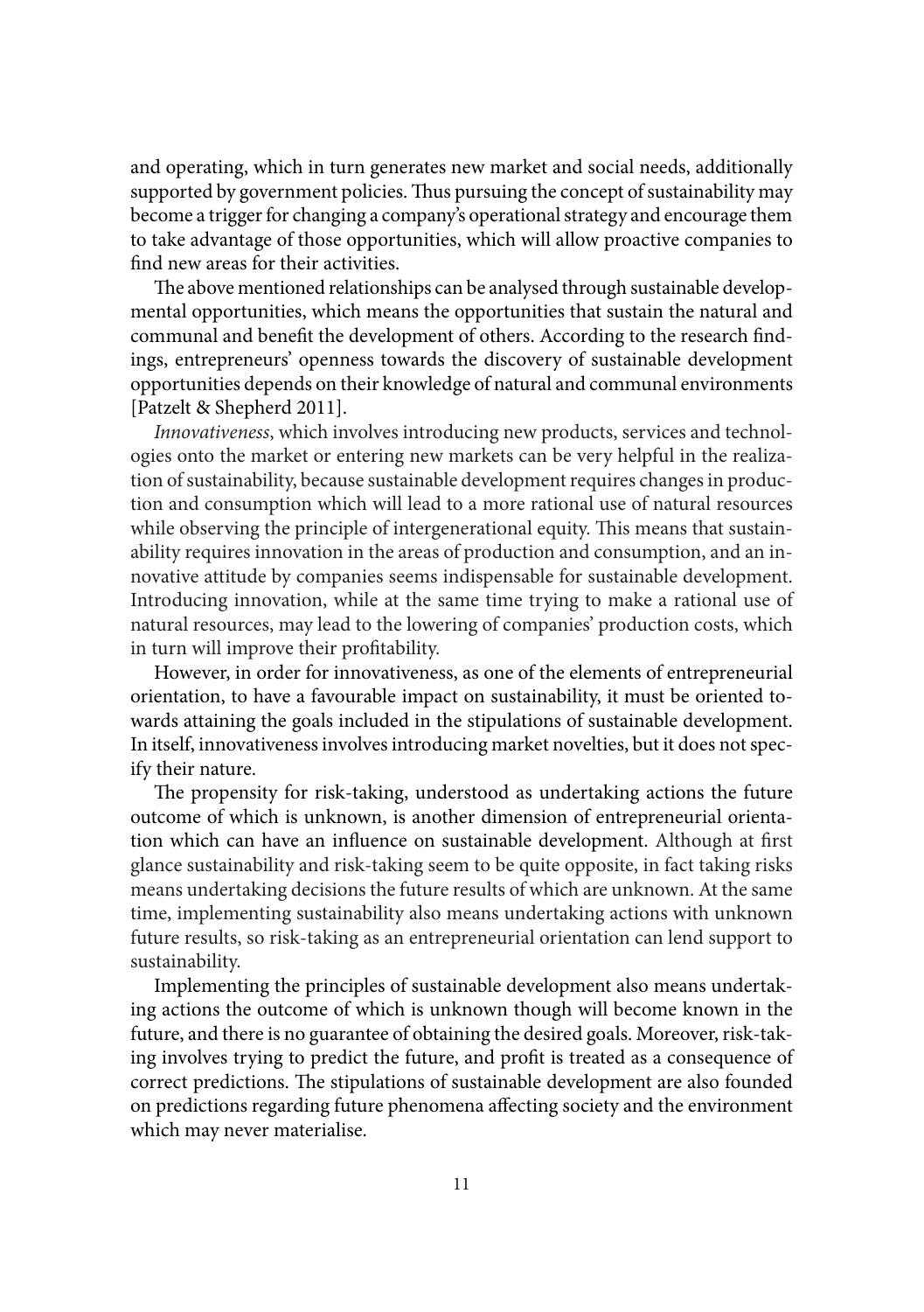and operating, which in turn generates new market and social needs, additionally supported by government policies. Thus pursuing the concept of sustainability may become a trigger for changing a company's operational strategy and encourage them to take advantage of those opportunities, which will allow proactive companies to find new areas for their activities.

The above mentioned relationships can be analysed through sustainable developmental opportunities, which means the opportunities that sustain the natural and communal and benefit the development of others. According to the research findings, entrepreneurs' openness towards the discovery of sustainable development opportunities depends on their knowledge of natural and communal environments [Patzelt & Shepherd 2011].

*Innovativeness*, which involves introducing new products, services and technologies onto the market or entering new markets can be very helpful in the realization of sustainability, because sustainable development requires changes in production and consumption which will lead to a more rational use of natural resources while observing the principle of intergenerational equity. This means that sustainability requires innovation in the areas of production and consumption, and an innovative attitude by companies seems indispensable for sustainable development. Introducing innovation, while at the same time trying to make a rational use of natural resources, may lead to the lowering of companies' production costs, which in turn will improve their profitability.

However, in order for innovativeness, as one of the elements of entrepreneurial orientation, to have a favourable impact on sustainability, it must be oriented towards attaining the goals included in the stipulations of sustainable development. In itself, innovativeness involves introducing market novelties, but it does not specify their nature.

The propensity for risk-taking, understood as undertaking actions the future outcome of which is unknown, is another dimension of entrepreneurial orientation which can have an influence on sustainable development. Although at first glance sustainability and risk-taking seem to be quite opposite, in fact taking risks means undertaking decisions the future results of which are unknown. At the same time, implementing sustainability also means undertaking actions with unknown future results, so risk-taking as an entrepreneurial orientation can lend support to sustainability.

Implementing the principles of sustainable development also means undertaking actions the outcome of which is unknown though will become known in the future, and there is no guarantee of obtaining the desired goals. Moreover, risk-taking involves trying to predict the future, and profit is treated as a consequence of correct predictions. The stipulations of sustainable development are also founded on predictions regarding future phenomena affecting society and the environment which may never materialise.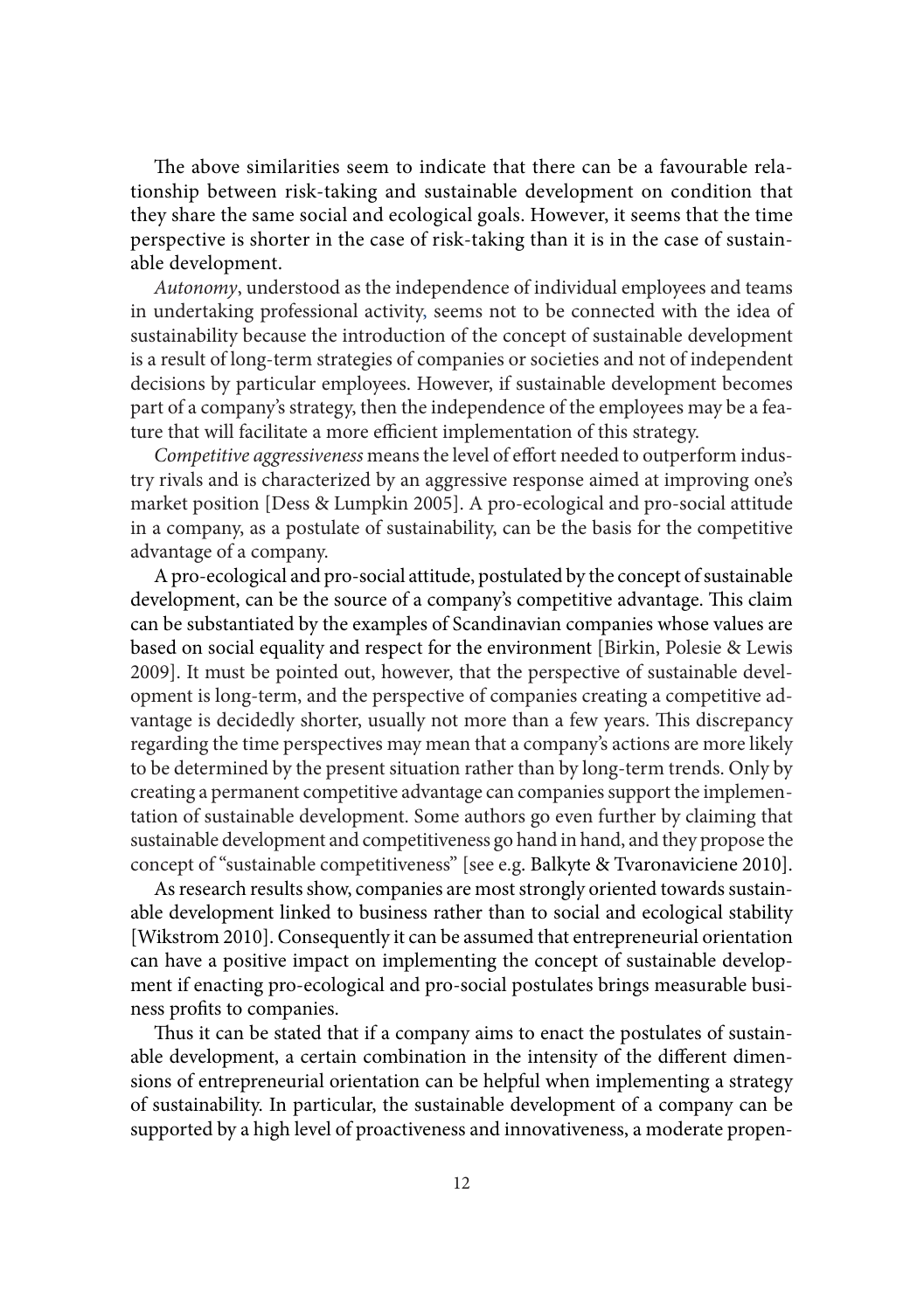The above similarities seem to indicate that there can be a favourable relationship between risk-taking and sustainable development on condition that they share the same social and ecological goals. However, it seems that the time perspective is shorter in the case of risk-taking than it is in the case of sustainable development.

*Autonomy*, understood as the independence of individual employees and teams in undertaking professional activity, seems not to be connected with the idea of sustainability because the introduction of the concept of sustainable development is a result of long-term strategies of companies or societies and not of independent decisions by particular employees. However, if sustainable development becomes part of a company's strategy, then the independence of the employees may be a feature that will facilitate a more efficient implementation of this strategy.

*Competitive aggressiveness* means the level of effort needed to outperform industry rivals and is characterized by an aggressive response aimed at improving one's market position [Dess & Lumpkin 2005]. A pro-ecological and pro-social attitude in a company, as a postulate of sustainability, can be the basis for the competitive advantage of a company.

A pro-ecological and pro-social attitude, postulated by the concept of sustainable development, can be the source of a company's competitive advantage. This claim can be substantiated by the examples of Scandinavian companies whose values are based on social equality and respect for the environment [Birkin, Polesie & Lewis 2009]. It must be pointed out, however, that the perspective of sustainable development is long-term, and the perspective of companies creating a competitive advantage is decidedly shorter, usually not more than a few years. This discrepancy regarding the time perspectives may mean that a company's actions are more likely to be determined by the present situation rather than by long-term trends. Only by creating a permanent competitive advantage can companies support the implementation of sustainable development. Some authors go even further by claiming that sustainable development and competitiveness go hand in hand, and they propose the concept of "sustainable competitiveness" [see e.g. Balkyte & Tvaronaviciene 2010].

As research results show, companies are most strongly oriented towards sustainable development linked to business rather than to social and ecological stability [Wikstrom 2010]. Consequently it can be assumed that entrepreneurial orientation can have a positive impact on implementing the concept of sustainable development if enacting pro-ecological and pro-social postulates brings measurable business profits to companies.

Thus it can be stated that if a company aims to enact the postulates of sustainable development, a certain combination in the intensity of the different dimensions of entrepreneurial orientation can be helpful when implementing a strategy of sustainability. In particular, the sustainable development of a company can be supported by a high level of proactiveness and innovativeness, a moderate propen-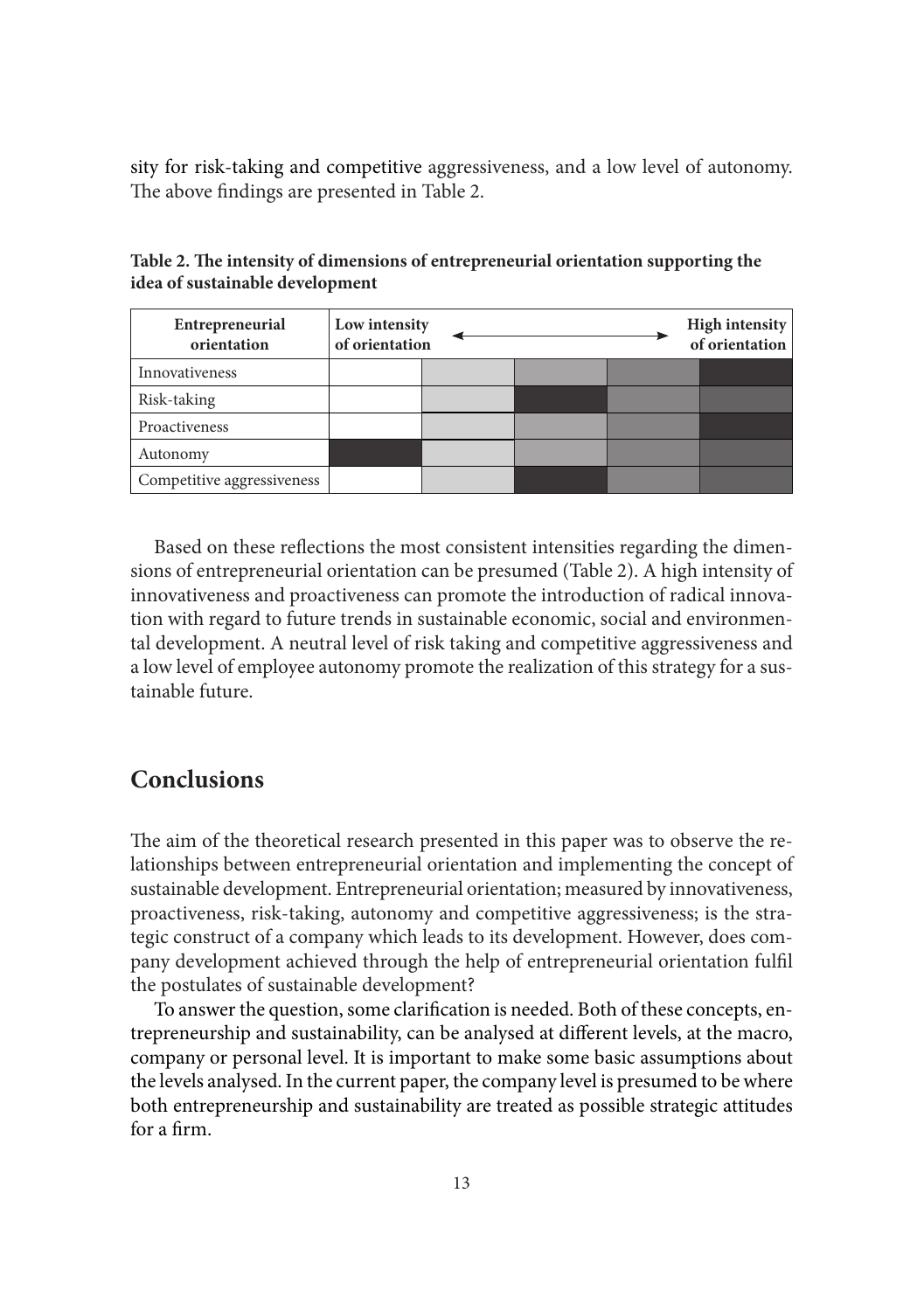sity for risk-taking and competitive aggressiveness, and a low level of autonomy. The above findings are presented in Table 2.

**Table 2. The intensity of dimensions of entrepreneurial orientation supporting the idea of sustainable development**

| Entrepreneurial orientation | Low intensity of orientation | | | | High intensity of orientation |
|---|---|---|---|---|---|
| Innovativeness | | | | | |
| Risk-taking | | | | | |
| Proactiveness | | | | | |
| Autonomy | | | | | |
| Competitive aggressiveness | | | | | |

Based on these reflections the most consistent intensities regarding the dimensions of entrepreneurial orientation can be presumed (Table 2). A high intensity of innovativeness and proactiveness can promote the introduction of radical innovation with regard to future trends in sustainable economic, social and environmental development. A neutral level of risk taking and competitive aggressiveness and a low level of employee autonomy promote the realization of this strategy for a sustainable future.

## Conclusions

The aim of the theoretical research presented in this paper was to observe the relationships between entrepreneurial orientation and implementing the concept of sustainable development. Entrepreneurial orientation; measured by innovativeness, proactiveness, risk-taking, autonomy and competitive aggressiveness; is the strategic construct of a company which leads to its development. However, does company development achieved through the help of entrepreneurial orientation fulfil the postulates of sustainable development?

To answer the question, some clarification is needed. Both of these concepts, entrepreneurship and sustainability, can be analysed at different levels, at the macro, company or personal level. It is important to make some basic assumptions about the levels analysed. In the current paper, the company level is presumed to be where both entrepreneurship and sustainability are treated as possible strategic attitudes for a firm.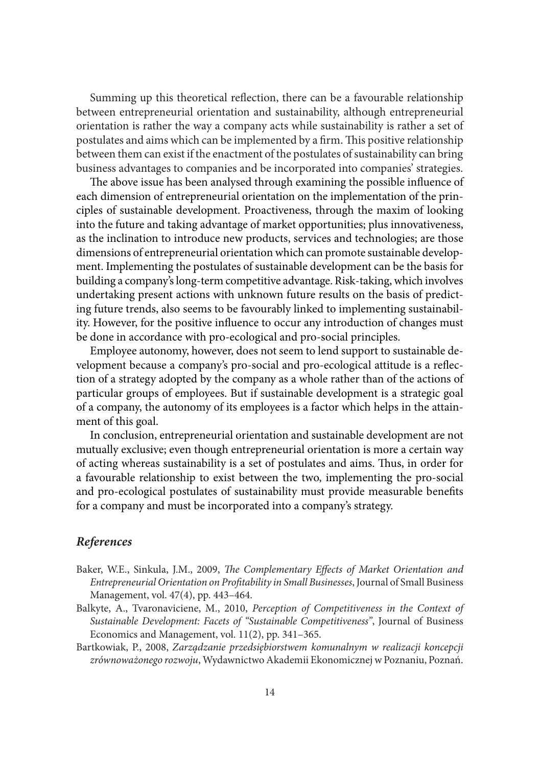Summing up this theoretical reflection, there can be a favourable relationship between entrepreneurial orientation and sustainability, although entrepreneurial orientation is rather the way a company acts while sustainability is rather a set of postulates and aims which can be implemented by a firm. This positive relationship between them can exist if the enactment of the postulates of sustainability can bring business advantages to companies and be incorporated into companies' strategies.

The above issue has been analysed through examining the possible influence of each dimension of entrepreneurial orientation on the implementation of the principles of sustainable development. Proactiveness, through the maxim of looking into the future and taking advantage of market opportunities; plus innovativeness, as the inclination to introduce new products, services and technologies; are those dimensions of entrepreneurial orientation which can promote sustainable development. Implementing the postulates of sustainable development can be the basis for building a company's long-term competitive advantage. Risk-taking, which involves undertaking present actions with unknown future results on the basis of predicting future trends, also seems to be favourably linked to implementing sustainability. However, for the positive influence to occur any introduction of changes must be done in accordance with pro-ecological and pro-social principles.

Employee autonomy, however, does not seem to lend support to sustainable development because a company's pro-social and pro-ecological attitude is a reflection of a strategy adopted by the company as a whole rather than of the actions of particular groups of employees. But if sustainable development is a strategic goal of a company, the autonomy of its employees is a factor which helps in the attainment of this goal.

In conclusion, entrepreneurial orientation and sustainable development are not mutually exclusive; even though entrepreneurial orientation is more a certain way of acting whereas sustainability is a set of postulates and aims. Thus, in order for a favourable relationship to exist between the two, implementing the pro-social and pro-ecological postulates of sustainability must provide measurable benefits for a company and must be incorporated into a company's strategy.

## *References*

Baker, W.E., Sinkula, J.M., 2009, *The Complementary Effects of Market Orientation and Entrepreneurial Orientation on Profitability in Small Businesses*, Journal of Small Business Management, vol. 47(4), pp. 443–464.

Balkyte, A., Tvaronaviciene, M., 2010, *Perception of Competitiveness in the Context of Sustainable Development: Facets of "Sustainable Competitiveness"*, Journal of Business Economics and Management, vol. 11(2), pp. 341–365.

Bartkowiak, P., 2008, *Zarządzanie przedsiębiorstwem komunalnym w realizacji koncepcji zrównoważonego rozwoju*, Wydawnictwo Akademii Ekonomicznej w Poznaniu, Poznań.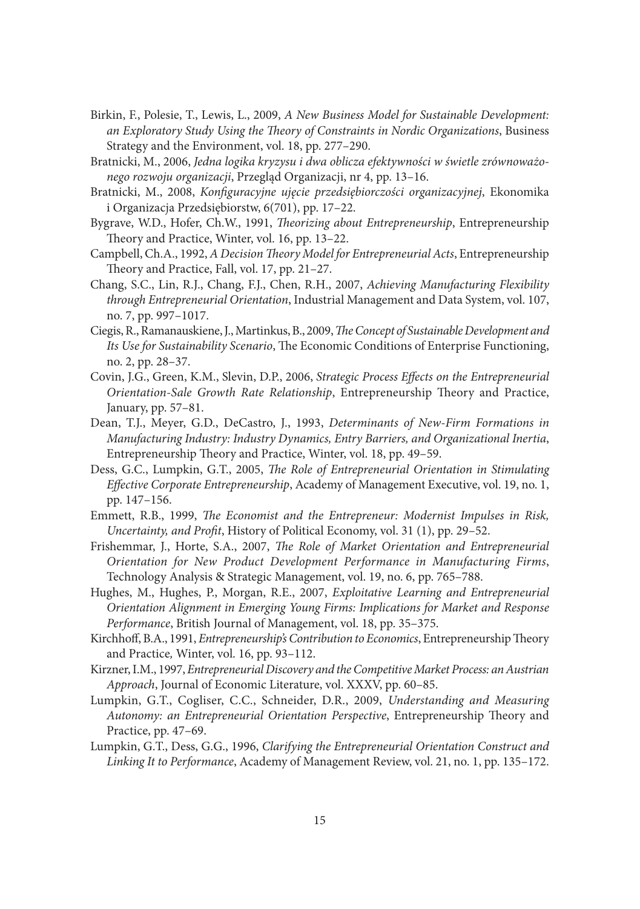Birkin, F., Polesie, T., Lewis, L., 2009, *A New Business Model for Sustainable Development: an Exploratory Study Using the Theory of Constraints in Nordic Organizations*, Business Strategy and the Environment, vol. 18, pp. 277–290.

Bratnicki, M., 2006, *Jedna logika kryzysu i dwa oblicza efektywności w świetle zrównoważonego rozwoju organizacji*, Przegląd Organizacji, nr 4, pp. 13–16.

Bratnicki, M., 2008, *Konfiguracyjne ujęcie przedsiębiorczości organizacyjnej*, Ekonomika i Organizacja Przedsiębiorstw, 6(701), pp. 17–22.

Bygrave, W.D., Hofer, Ch.W., 1991, *Theorizing about Entrepreneurship*, Entrepreneurship Theory and Practice, Winter, vol. 16, pp. 13–22.

Campbell, Ch.A., 1992, *A Decision Theory Model for Entrepreneurial Acts*, Entrepreneurship Theory and Practice, Fall, vol. 17, pp. 21–27.

Chang, S.C., Lin, R.J., Chang, F.J., Chen, R.H., 2007, *Achieving Manufacturing Flexibility through Entrepreneurial Orientation*, Industrial Management and Data System, vol. 107, no. 7, pp. 997–1017.

Ciegis, R., Ramanauskiene, J., Martinkus, B., 2009, *The Concept of Sustainable Development and Its Use for Sustainability Scenario*, The Economic Conditions of Enterprise Functioning, no. 2, pp. 28–37.

Covin, J.G., Green, K.M., Slevin, D.P., 2006, *Strategic Process Effects on the Entrepreneurial Orientation-Sale Growth Rate Relationship*, Entrepreneurship Theory and Practice, January, pp. 57–81.

Dean, T.J., Meyer, G.D., DeCastro, J., 1993, *Determinants of New-Firm Formations in Manufacturing Industry: Industry Dynamics, Entry Barriers, and Organizational Inertia*, Entrepreneurship Theory and Practice, Winter, vol. 18, pp. 49–59.

Dess, G.C., Lumpkin, G.T., 2005, *The Role of Entrepreneurial Orientation in Stimulating Effective Corporate Entrepreneurship*, Academy of Management Executive, vol. 19, no. 1, pp. 147–156.

Emmett, R.B., 1999, *The Economist and the Entrepreneur: Modernist Impulses in Risk, Uncertainty, and Profit*, History of Political Economy, vol. 31 (1), pp. 29–52.

Frishemmar, J., Horte, S.A., 2007, *The Role of Market Orientation and Entrepreneurial Orientation for New Product Development Performance in Manufacturing Firms*, Technology Analysis & Strategic Management, vol. 19, no. 6, pp. 765–788.

Hughes, M., Hughes, P., Morgan, R.E., 2007, *Exploitative Learning and Entrepreneurial Orientation Alignment in Emerging Young Firms: Implications for Market and Response Performance*, British Journal of Management, vol. 18, pp. 35–375.

Kirchhoff, B.A., 1991, *Entrepreneurship's Contribution to Economics*, Entrepreneurship Theory and Practice, Winter, vol. 16, pp. 93–112.

Kirzner, I.M., 1997, *Entrepreneurial Discovery and the Competitive Market Process: an Austrian Approach*, Journal of Economic Literature, vol. XXXV, pp. 60–85.

Lumpkin, G.T., Cogliser, C.C., Schneider, D.R., 2009, *Understanding and Measuring Autonomy: an Entrepreneurial Orientation Perspective*, Entrepreneurship Theory and Practice, pp. 47–69.

Lumpkin, G.T., Dess, G.G., 1996, *Clarifying the Entrepreneurial Orientation Construct and Linking It to Performance*, Academy of Management Review, vol. 21, no. 1, pp. 135–172.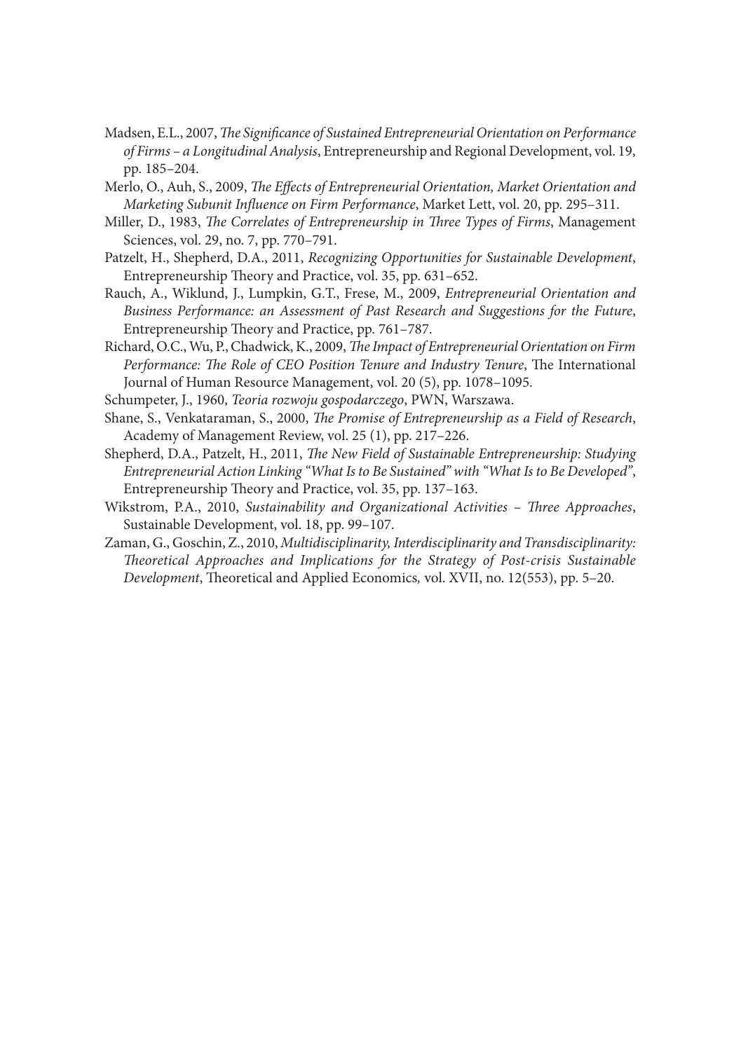Madsen, E.L., 2007, *The Significance of Sustained Entrepreneurial Orientation on Performance of Firms – a Longitudinal Analysis*, Entrepreneurship and Regional Development, vol. 19, pp. 185–204.

Merlo, O., Auh, S., 2009, *The Effects of Entrepreneurial Orientation, Market Orientation and Marketing Subunit Influence on Firm Performance*, Market Lett, vol. 20, pp. 295–311.

Miller, D., 1983, *The Correlates of Entrepreneurship in Three Types of Firms*, Management Sciences, vol. 29, no. 7, pp. 770–791.

Patzelt, H., Shepherd, D.A., 2011, *Recognizing Opportunities for Sustainable Development*, Entrepreneurship Theory and Practice, vol. 35, pp. 631–652.

Rauch, A., Wiklund, J., Lumpkin, G.T., Frese, M., 2009, *Entrepreneurial Orientation and Business Performance: an Assessment of Past Research and Suggestions for the Future*, Entrepreneurship Theory and Practice, pp. 761–787.

Richard, O.C., Wu, P., Chadwick, K., 2009, *The Impact of Entrepreneurial Orientation on Firm Performance: The Role of CEO Position Tenure and Industry Tenure*, The International Journal of Human Resource Management, vol. 20 (5), pp. 1078–1095.

Schumpeter, J., 1960, *Teoria rozwoju gospodarczego*, PWN, Warszawa.

Shane, S., Venkataraman, S., 2000, *The Promise of Entrepreneurship as a Field of Research*, Academy of Management Review, vol. 25 (1), pp. 217–226.

Shepherd, D.A., Patzelt, H., 2011, *The New Field of Sustainable Entrepreneurship: Studying Entrepreneurial Action Linking "What Is to Be Sustained" with "What Is to Be Developed"*, Entrepreneurship Theory and Practice, vol. 35, pp. 137–163.

Wikstrom, P.A., 2010, *Sustainability and Organizational Activities – Three Approaches*, Sustainable Development, vol. 18, pp. 99–107.

Zaman, G., Goschin, Z., 2010, *Multidisciplinarity, Interdisciplinarity and Transdisciplinarity: Theoretical Approaches and Implications for the Strategy of Post-crisis Sustainable Development*, Theoretical and Applied Economics, vol. XVII, no. 12(553), pp. 5–20.